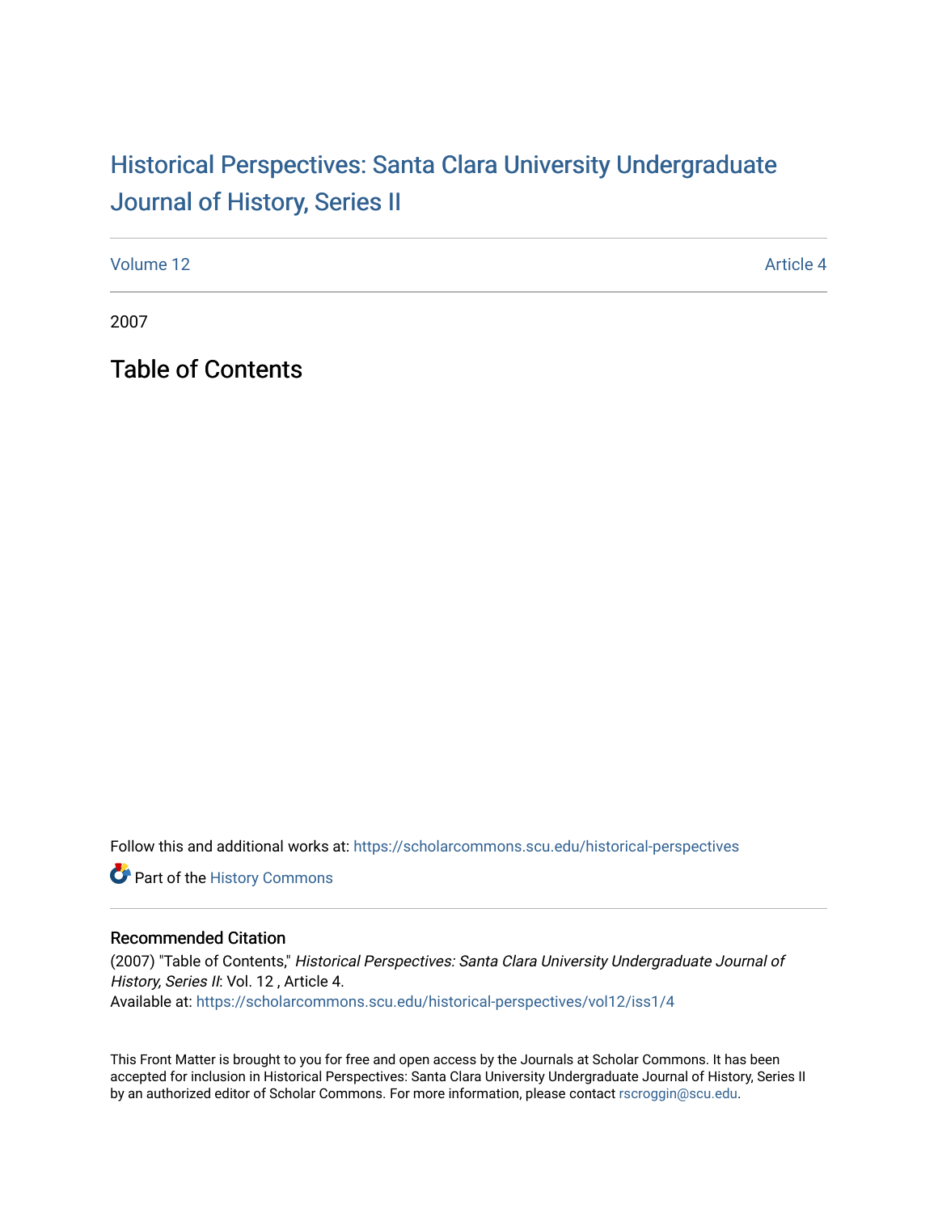# Historical Perspectives: Santa Clara University Undergraduate Journal of History, Series II

Volume 12 Article 4

2007

## Table of Contents

Follow this and additional works at: https://scholarcommons.scu.edu/historical-perspectives

Part of the History Commons

### Recommended Citation

(2007) "Table of Contents," *Historical Perspectives: Santa Clara University Undergraduate Journal of History, Series II*: Vol. 12 , Article 4.
Available at: https://scholarcommons.scu.edu/historical-perspectives/vol12/iss1/4

This Front Matter is brought to you for free and open access by the Journals at Scholar Commons. It has been accepted for inclusion in Historical Perspectives: Santa Clara University Undergraduate Journal of History, Series II by an authorized editor of Scholar Commons. For more information, please contact rscroggin@scu.edu.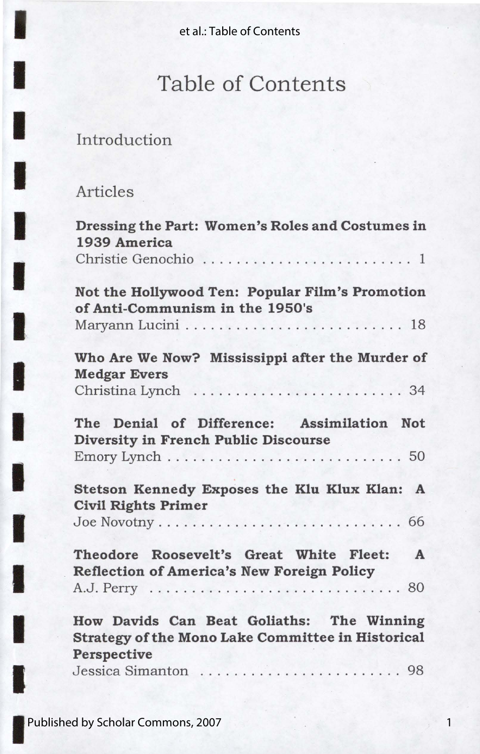# Table of Contents

## Introduction

## Articles

**Dressing the Part: Women's Roles and Costumes in 1939 America**
Christie Genochio . . . . . . . . . . . . . . . . . . . . . . . . 1

**Not the Hollywood Ten: Popular Film's Promotion of Anti-Communism in the 1950's**
Maryann Lucini . . . . . . . . . . . . . . . . . . . . . . . . 18

**Who Are We Now? Mississippi after the Murder of Medgar Evers**
Christina Lynch . . . . . . . . . . . . . . . . . . . . . . . . 34

**The Denial of Difference: Assimilation Not Diversity in French Public Discourse**
Emory Lynch . . . . . . . . . . . . . . . . . . . . . . . . 50

**Stetson Kennedy Exposes the Klu Klux Klan: A Civil Rights Primer**
Joe Novotny . . . . . . . . . . . . . . . . . . . . . . . . 66

**Theodore Roosevelt's Great White Fleet: A Reflection of America's New Foreign Policy**
A.J. Perry . . . . . . . . . . . . . . . . . . . . . . . . 80

**How Davids Can Beat Goliaths: The Winning Strategy of the Mono Lake Committee in Historical Perspective**
Jessica Simanton . . . . . . . . . . . . . . . . . . . . . . . . 98